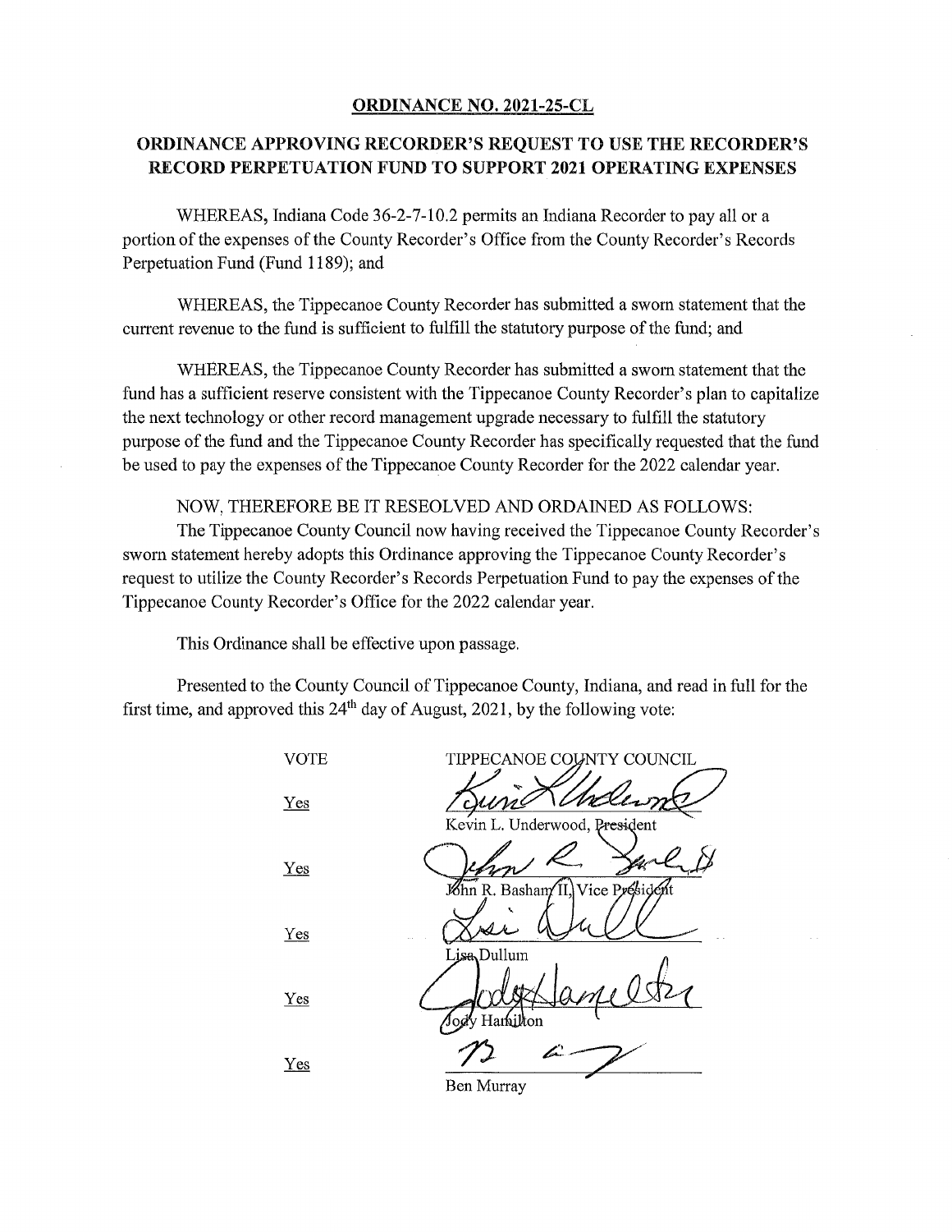**ORDINANCE NO. 2021-25-CL**

**ORDINANCE APPROVING RECORDER'S REQUEST TO USE THE RECORDER'S RECORD PERPETUATION FUND TO SUPPORT 2021 OPERATING EXPENSES**

WHEREAS, Indiana Code 36-2-7-10.2 permits an Indiana Recorder to pay all or a portion of the expenses of the County Recorder's Office from the County Recorder's Records Perpetuation Fund (Fund 1189); and

WHEREAS, the Tippecanoe County Recorder has submitted a sworn statement that the current revenue to the fund is sufficient to fulfill the statutory purpose of the fund; and

WHEREAS, the Tippecanoe County Recorder has submitted a sworn statement that the fund has a sufficient reserve consistent with the Tippecanoe County Recorder's plan to capitalize the next technology or other record management upgrade necessary to fulfill the statutory purpose of the fund and the Tippecanoe County Recorder has specifically requested that the fund be used to pay the expenses of the Tippecanoe County Recorder for the 2022 calendar year.

NOW, THEREFORE BE IT RESEOLVED AND ORDAINED AS FOLLOWS:

The Tippecanoe County Council now having received the Tippecanoe County Recorder's sworn statement hereby adopts this Ordinance approving the Tippecanoe County Recorder's request to utilize the County Recorder's Records Perpetuation Fund to pay the expenses of the Tippecanoe County Recorder's Office for the 2022 calendar year.

This Ordinance shall be effective upon passage.

Presented to the County Council of Tippecanoe County, Indiana, and read in full for the first time, and approved this 24th day of August, 2021, by the following vote:

| VOTE | TIPPECANOE COUNTY COUNCIL |
|---|---|
| Yes | Kevin L. Underwood, President |
| Yes | John R. Basham II, Vice President |
| Yes | Lisa Dullum |
| Yes | Jody Hamilton |
| Yes | Ben Murray |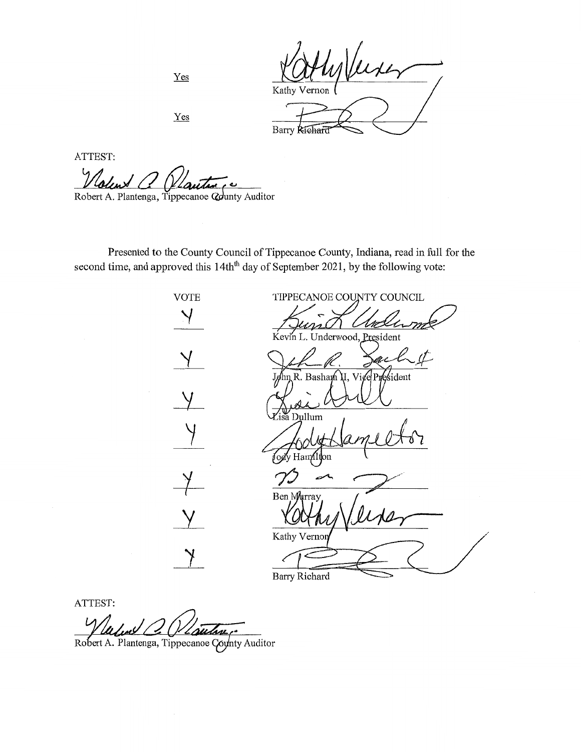| | |
|---|---|
| Yes | Kathy Vernon |
| Yes | Barry Richard |

ATTEST:

Robert A. Plantenga, Tippecanoe County Auditor

Presented to the County Council of Tippecanoe County, Indiana, read in full for the second time, and approved this 14th[th] day of September 2021, by the following vote:

| VOTE | TIPPECANOE COUNTY COUNCIL |
|---|---|
| Y | Kevin L. Underwood, President |
| Y | John R. Basham II, Vice President |
| Y | Lisa Dullum |
| Y | Jody Hamilton |
| Y | Ben Murray |
| Y | Kathy Vernon |
| Y | Barry Richard |

ATTEST:

Robert A. Plantenga, Tippecanoe County Auditor